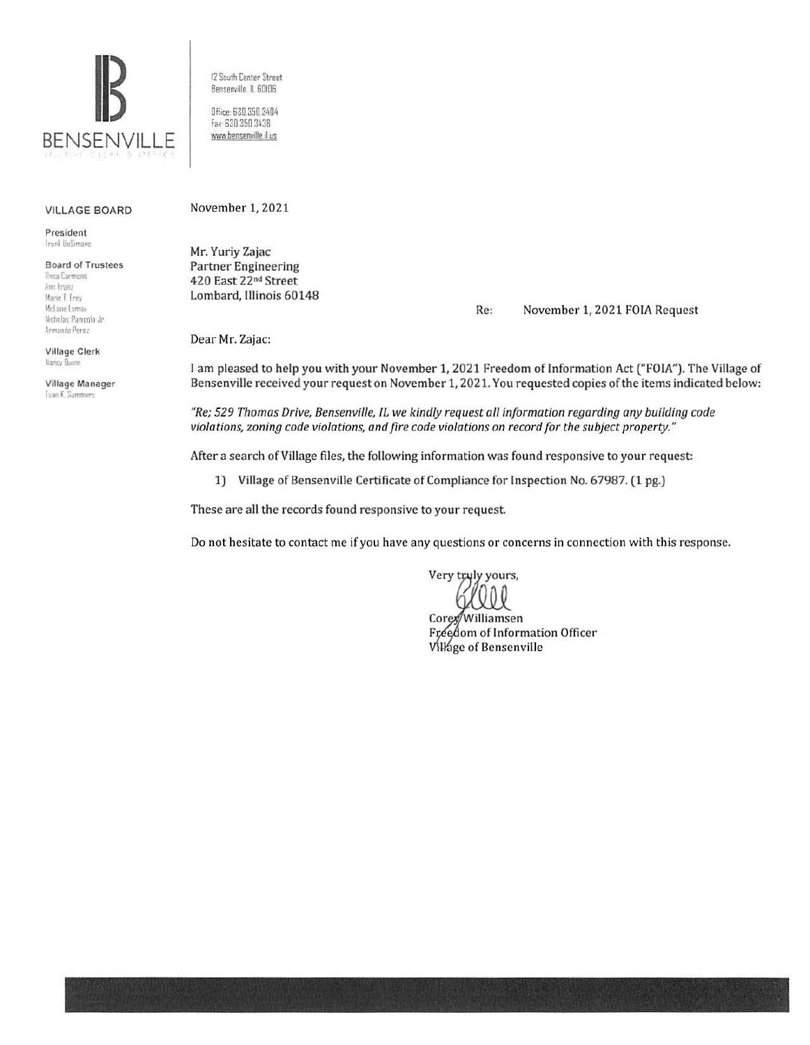BENSENVILLE

VILLAGE CLERK'S OFFICE

12 South Center Street
Bensenville, IL 60106

Office: 630.350.3404
Fax: 630.350.3438
www.bensenville.il.us

**VILLAGE BOARD**

**President**
Frank DeSimone

**Board of Trustees**
Rosa Carmona
Ann Franz
Marie T. Frey
McLane Lomax
Nicholas Panicola Jr.
Armando Perez

**Village Clerk**
Nancy Quinn

**Village Manager**
Evan K. Summers

November 1, 2021

Mr. Yuriy Zajac
Partner Engineering
420 East 22nd Street
Lombard, Illinois 60148

Re: November 1, 2021 FOIA Request

Dear Mr. Zajac:

I am pleased to help you with your November 1, 2021 Freedom of Information Act ("FOIA"). The Village of Bensenville received your request on November 1, 2021. You requested copies of the items indicated below:

*"Re; 529 Thomas Drive, Bensenville, IL we kindly request all information regarding any building code violations, zoning code violations, and fire code violations on record for the subject property."*

After a search of Village files, the following information was found responsive to your request:

1) **Village of Bensenville Certificate of Compliance for Inspection No. 67987. (1 pg.)**

These are all the records found responsive to your request.

Do not hesitate to contact me if you have any questions or concerns in connection with this response.

Very truly yours,

Corey Williamsen
Freedom of Information Officer
Village of Bensenville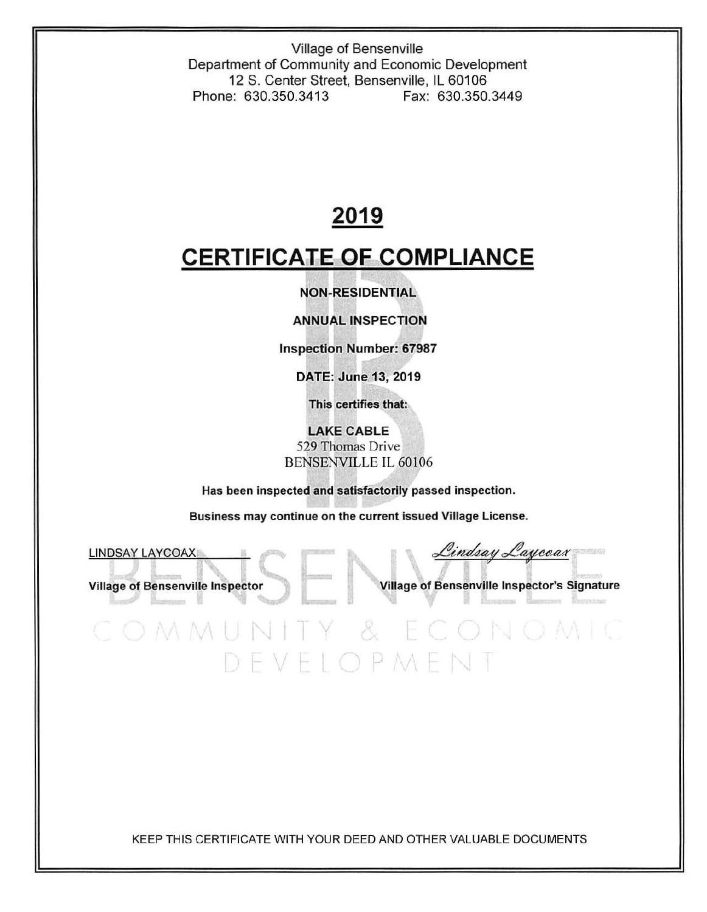Village of Bensenville
Department of Community and Economic Development
12 S. Center Street, Bensenville, IL 60106
Phone: 630.350.3413 Fax: 630.350.3449

# 2019

# CERTIFICATE OF COMPLIANCE

**NON-RESIDENTIAL**

**ANNUAL INSPECTION**

**Inspection Number: 67987**

**DATE: June 13, 2019**

**This certifies that:**

**LAKE CABLE**
529 Thomas Drive
BENSENVILLE IL 60106

**Has been inspected and satisfactorily passed inspection.**

**Business may continue on the current issued Village License.**

| | |
|---|---|
| LINDSAY LAYCOAX | *Lindsay Laycoax* |
| **Village of Bensenville Inspector** | **Village of Bensenville Inspector's Signature** |

BENSENVILLE
COMMUNITY & ECONOMIC
DEVELOPMENT

KEEP THIS CERTIFICATE WITH YOUR DEED AND OTHER VALUABLE DOCUMENTS